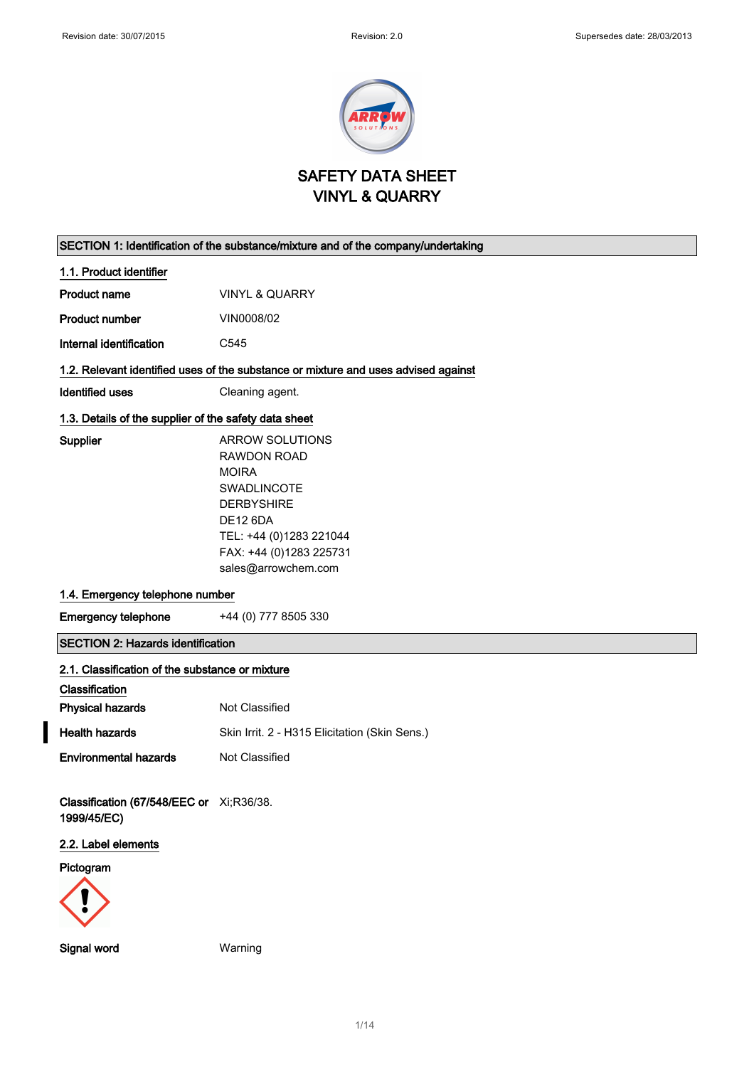# SAFETY DATA SHEET
# VINYL & QUARRY

## SECTION 1: Identification of the substance/mixture and of the company/undertaking

### 1.1. Product identifier

**Product name** VINYL & QUARRY

**Product number** VIN0008/02

**Internal identification** C545

### 1.2. Relevant identified uses of the substance or mixture and uses advised against

**Identified uses** Cleaning agent.

### 1.3. Details of the supplier of the safety data sheet

**Supplier**
ARROW SOLUTIONS
RAWDON ROAD
MOIRA
SWADLINCOTE
DERBYSHIRE
DE12 6DA
TEL: +44 (0)1283 221044
FAX: +44 (0)1283 225731
sales@arrowchem.com

### 1.4. Emergency telephone number

**Emergency telephone** +44 (0) 777 8505 330

## SECTION 2: Hazards identification

### 2.1. Classification of the substance or mixture

**Classification**

**Physical hazards** Not Classified

**Health hazards** Skin Irrit. 2 - H315 Elicitation (Skin Sens.)

**Environmental hazards** Not Classified

**Classification (67/548/EEC or 1999/45/EC)** Xi;R36/38.

### 2.2. Label elements

**Pictogram**

**Signal word** Warning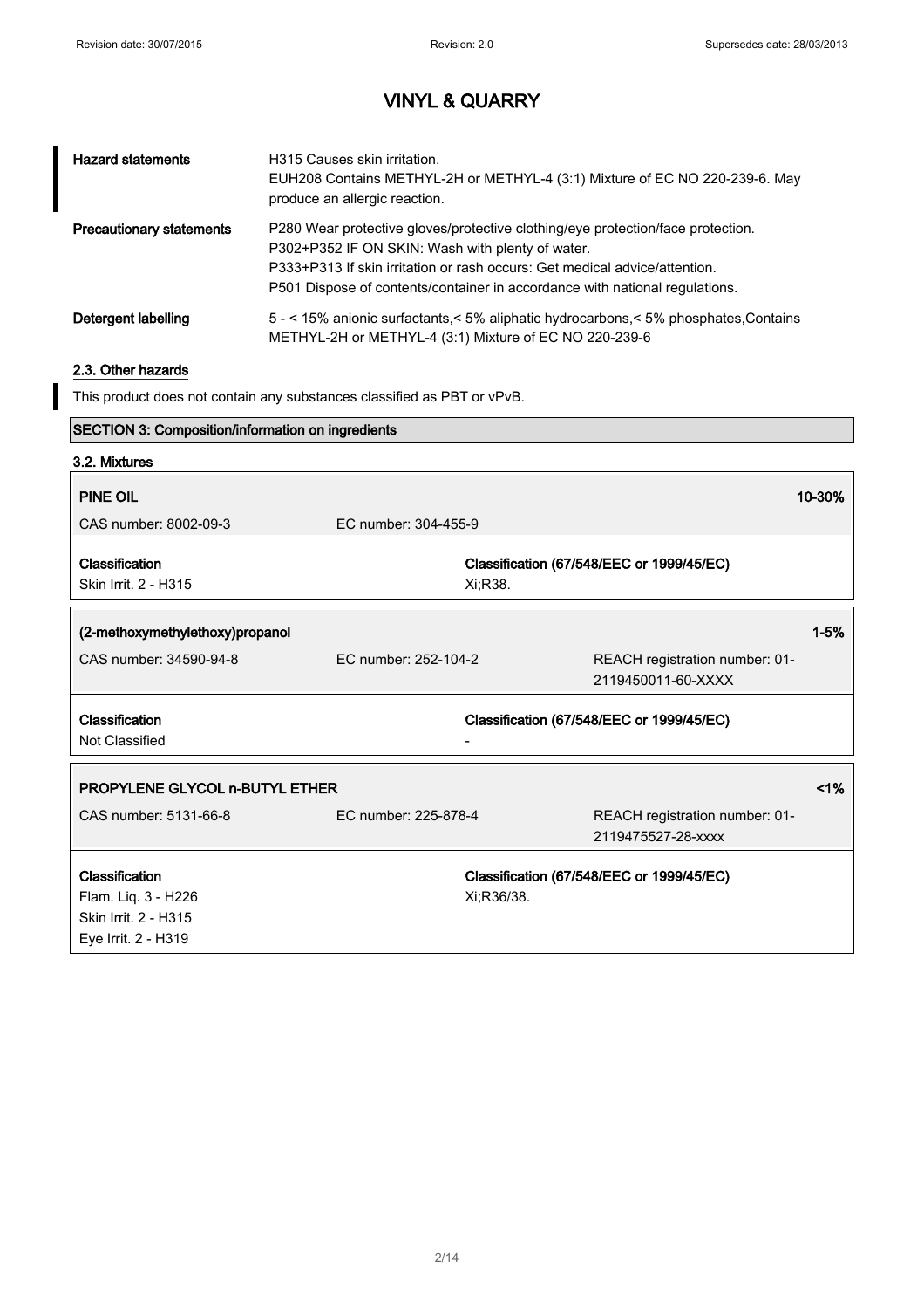# VINYL & QUARRY

| | |
|---|---|
| **Hazard statements** | H315 Causes skin irritation.<br>EUH208 Contains METHYL-2H or METHYL-4 (3:1) Mixture of EC NO 220-239-6. May produce an allergic reaction. |
| **Precautionary statements** | P280 Wear protective gloves/protective clothing/eye protection/face protection.<br>P302+P352 IF ON SKIN: Wash with plenty of water.<br>P333+P313 If skin irritation or rash occurs: Get medical advice/attention.<br>P501 Dispose of contents/container in accordance with national regulations. |
| **Detergent labelling** | 5 - < 15% anionic surfactants,< 5% aliphatic hydrocarbons,< 5% phosphates,Contains METHYL-2H or METHYL-4 (3:1) Mixture of EC NO 220-239-6 |

### 2.3. Other hazards

This product does not contain any substances classified as PBT or vPvB.

## SECTION 3: Composition/information on ingredients

### 3.2. Mixtures

| **PINE OIL** | | **10-30%** |
|---|---|---|
| CAS number: 8002-09-3 | EC number: 304-455-9 | |
| **Classification** | **Classification (67/548/EEC or 1999/45/EC)** | |
| Skin Irrit. 2 - H315 | Xi;R38. | |

| **(2-methoxymethylethoxy)propanol** | | **1-5%** |
|---|---|---|
| CAS number: 34590-94-8 | EC number: 252-104-2 | REACH registration number: 01-2119450011-60-XXXX |
| **Classification** | **Classification (67/548/EEC or 1999/45/EC)** | |
| Not Classified | - | |

| **PROPYLENE GLYCOL n-BUTYL ETHER** | | **<1%** |
|---|---|---|
| CAS number: 5131-66-8 | EC number: 225-878-4 | REACH registration number: 01-2119475527-28-xxxx |
| **Classification** | **Classification (67/548/EEC or 1999/45/EC)** | |
| Flam. Liq. 3 - H226<br>Skin Irrit. 2 - H315<br>Eye Irrit. 2 - H319 | Xi;R36/38. | |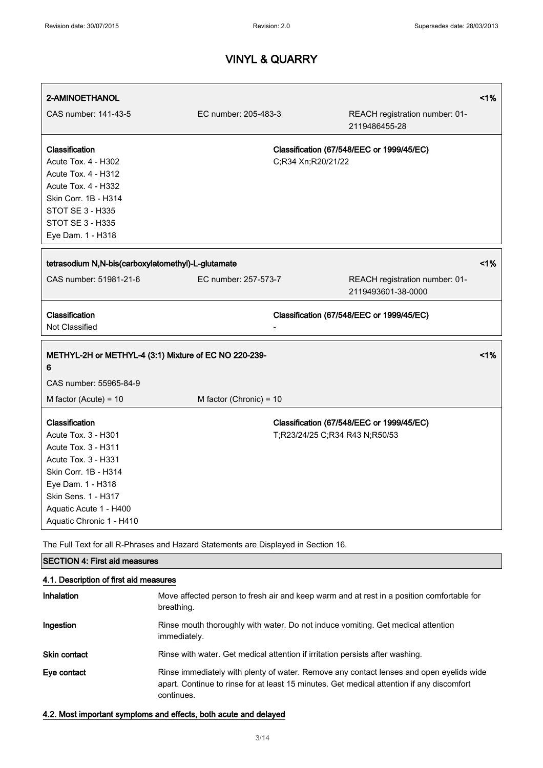# VINYL & QUARRY

| 2-AMINOETHANOL | | <1% |
|---|---|---|
| CAS number: 141-43-5 | EC number: 205-483-3 | REACH registration number: 01-2119486455-28 |
| **Classification**<br>Acute Tox. 4 - H302<br>Acute Tox. 4 - H312<br>Acute Tox. 4 - H332<br>Skin Corr. 1B - H314<br>STOT SE 3 - H335<br>STOT SE 3 - H335<br>Eye Dam. 1 - H318 | **Classification (67/548/EEC or 1999/45/EC)**<br>C;R34 Xn;R20/21/22 | |

| tetrasodium N,N-bis(carboxylatomethyl)-L-glutamate | | <1% |
|---|---|---|
| CAS number: 51981-21-6 | EC number: 257-573-7 | REACH registration number: 01-2119493601-38-0000 |
| **Classification**<br>Not Classified | **Classification (67/548/EEC or 1999/45/EC)**<br>- | |

| METHYL-2H or METHYL-4 (3:1) Mixture of EC NO 220-239-6 | | <1% |
|---|---|---|
| CAS number: 55965-84-9 | | |
| M factor (Acute) = 10 | M factor (Chronic) = 10 | |
| **Classification**<br>Acute Tox. 3 - H301<br>Acute Tox. 3 - H311<br>Acute Tox. 3 - H331<br>Skin Corr. 1B - H314<br>Eye Dam. 1 - H318<br>Skin Sens. 1 - H317<br>Aquatic Acute 1 - H400<br>Aquatic Chronic 1 - H410 | **Classification (67/548/EEC or 1999/45/EC)**<br>T;R23/24/25 C;R34 R43 N;R50/53 | |

The Full Text for all R-Phrases and Hazard Statements are Displayed in Section 16.

## SECTION 4: First aid measures

### 4.1. Description of first aid measures

**Inhalation**
Move affected person to fresh air and keep warm and at rest in a position comfortable for breathing.

**Ingestion**
Rinse mouth thoroughly with water. Do not induce vomiting. Get medical attention immediately.

**Skin contact**
Rinse with water. Get medical attention if irritation persists after washing.

**Eye contact**
Rinse immediately with plenty of water. Remove any contact lenses and open eyelids wide apart. Continue to rinse for at least 15 minutes. Get medical attention if any discomfort continues.

### 4.2. Most important symptoms and effects, both acute and delayed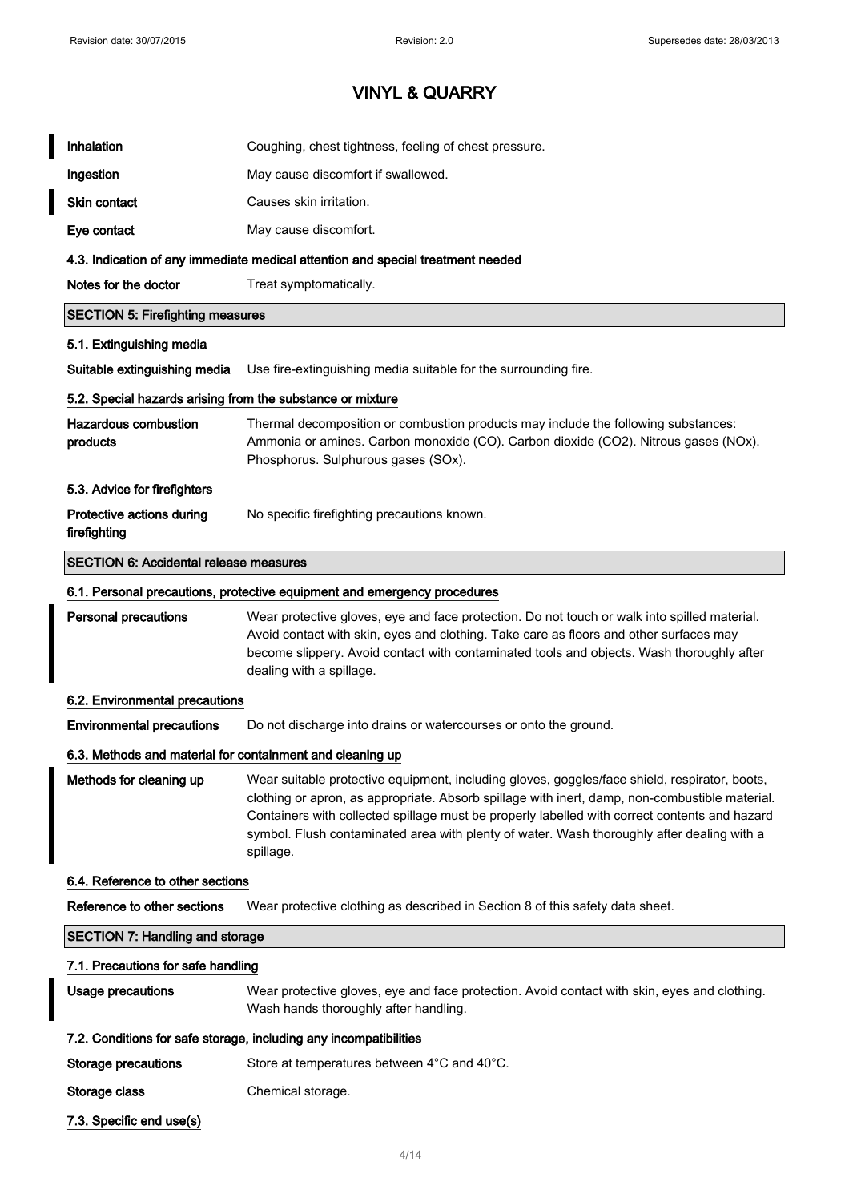| | |
|---|---|
| **Inhalation** | Coughing, chest tightness, feeling of chest pressure. |
| **Ingestion** | May cause discomfort if swallowed. |
| **Skin contact** | Causes skin irritation. |
| **Eye contact** | May cause discomfort. |

### 4.3. Indication of any immediate medical attention and special treatment needed

| | |
|---|---|
| **Notes for the doctor** | Treat symptomatically. |

## SECTION 5: Firefighting measures

### 5.1. Extinguishing media

| | |
|---|---|
| **Suitable extinguishing media** | Use fire-extinguishing media suitable for the surrounding fire. |

### 5.2. Special hazards arising from the substance or mixture

| | |
|---|---|
| **Hazardous combustion products** | Thermal decomposition or combustion products may include the following substances: Ammonia or amines. Carbon monoxide (CO). Carbon dioxide ($CO_2$). Nitrous gases ($NO_x$). Phosphorus. Sulphurous gases ($SO_x$). |

### 5.3. Advice for firefighters

| | |
|---|---|
| **Protective actions during firefighting** | No specific firefighting precautions known. |

## SECTION 6: Accidental release measures

### 6.1. Personal precautions, protective equipment and emergency procedures

| | |
|---|---|
| **Personal precautions** | Wear protective gloves, eye and face protection. Do not touch or walk into spilled material. Avoid contact with skin, eyes and clothing. Take care as floors and other surfaces may become slippery. Avoid contact with contaminated tools and objects. Wash thoroughly after dealing with a spillage. |

### 6.2. Environmental precautions

| | |
|---|---|
| **Environmental precautions** | Do not discharge into drains or watercourses or onto the ground. |

### 6.3. Methods and material for containment and cleaning up

| | |
|---|---|
| **Methods for cleaning up** | Wear suitable protective equipment, including gloves, goggles/face shield, respirator, boots, clothing or apron, as appropriate. Absorb spillage with inert, damp, non-combustible material. Containers with collected spillage must be properly labelled with correct contents and hazard symbol. Flush contaminated area with plenty of water. Wash thoroughly after dealing with a spillage. |

### 6.4. Reference to other sections

| | |
|---|---|
| **Reference to other sections** | Wear protective clothing as described in Section 8 of this safety data sheet. |

## SECTION 7: Handling and storage

### 7.1. Precautions for safe handling

| | |
|---|---|
| **Usage precautions** | Wear protective gloves, eye and face protection. Avoid contact with skin, eyes and clothing. Wash hands thoroughly after handling. |

### 7.2. Conditions for safe storage, including any incompatibilities

| | |
|---|---|
| **Storage precautions** | Store at temperatures between 4°C and 40°C. |
| **Storage class** | Chemical storage. |

### 7.3. Specific end use(s)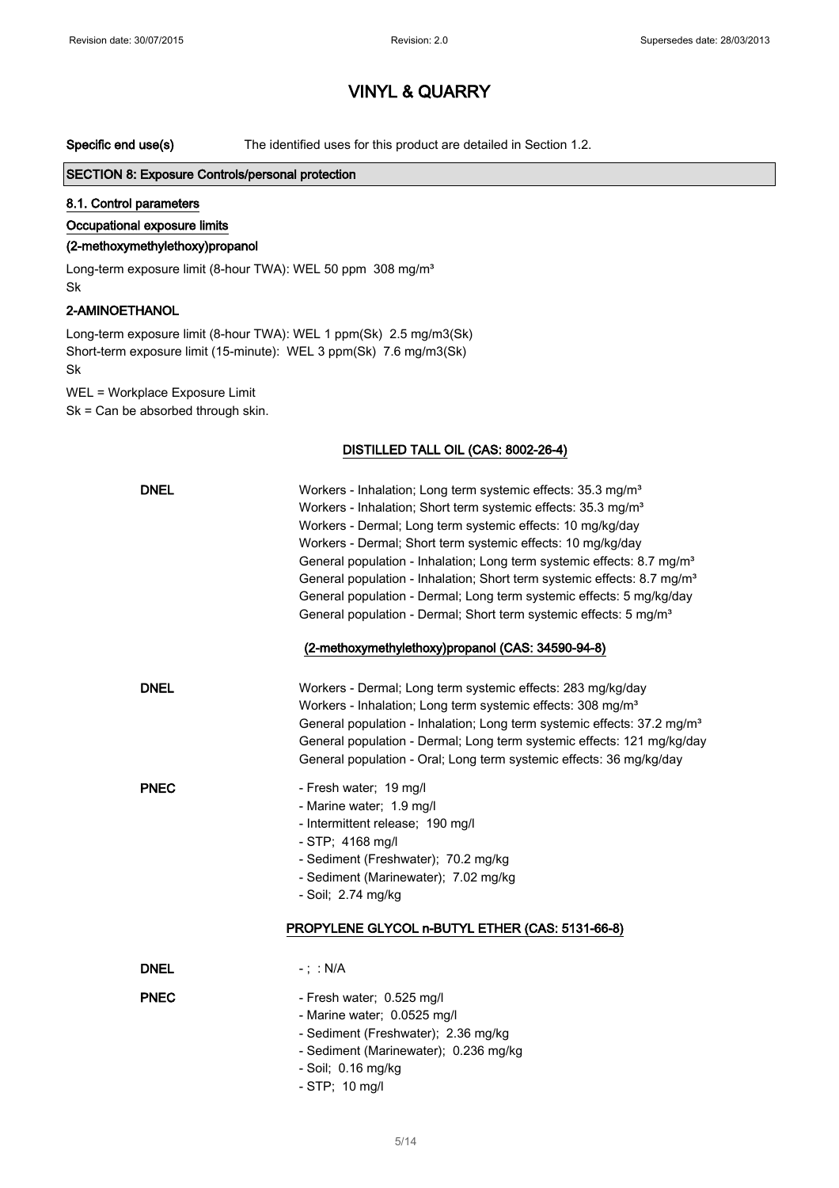Specific end use(s) The identified uses for this product are detailed in Section 1.2.

## SECTION 8: Exposure Controls/personal protection

### 8.1. Control parameters

**Occupational exposure limits**

**(2-methoxymethylethoxy)propanol**

Long-term exposure limit (8-hour TWA): WEL 50 ppm 308 mg/m³
Sk

**2-AMINOETHANOL**

Long-term exposure limit (8-hour TWA): WEL 1 ppm(Sk) 2.5 mg/m3(Sk)
Short-term exposure limit (15-minute): WEL 3 ppm(Sk) 7.6 mg/m3(Sk)
Sk

WEL = Workplace Exposure Limit
Sk = Can be absorbed through skin.

**DISTILLED TALL OIL (CAS: 8002-26-4)**

**DNEL**

Workers - Inhalation; Long term systemic effects: 35.3 mg/m³
Workers - Inhalation; Short term systemic effects: 35.3 mg/m³
Workers - Dermal; Long term systemic effects: 10 mg/kg/day
Workers - Dermal; Short term systemic effects: 10 mg/kg/day
General population - Inhalation; Long term systemic effects: 8.7 mg/m³
General population - Inhalation; Short term systemic effects: 8.7 mg/m³
General population - Dermal; Long term systemic effects: 5 mg/kg/day
General population - Dermal; Short term systemic effects: 5 mg/m³

**(2-methoxymethylethoxy)propanol (CAS: 34590-94-8)**

**DNEL**

Workers - Dermal; Long term systemic effects: 283 mg/kg/day
Workers - Inhalation; Long term systemic effects: 308 mg/m³
General population - Inhalation; Long term systemic effects: 37.2 mg/m³
General population - Dermal; Long term systemic effects: 121 mg/kg/day
General population - Oral; Long term systemic effects: 36 mg/kg/day

**PNEC**

- Fresh water; 19 mg/l
- Marine water; 1.9 mg/l
- Intermittent release; 190 mg/l
- STP; 4168 mg/l
- Sediment (Freshwater); 70.2 mg/kg
- Sediment (Marinewater); 7.02 mg/kg
- Soil; 2.74 mg/kg

**PROPYLENE GLYCOL n-BUTYL ETHER (CAS: 5131-66-8)**

**DNEL**

- ; : N/A

**PNEC**

- Fresh water; 0.525 mg/l
- Marine water; 0.0525 mg/l
- Sediment (Freshwater); 2.36 mg/kg
- Sediment (Marinewater); 0.236 mg/kg
- Soil; 0.16 mg/kg
- STP; 10 mg/l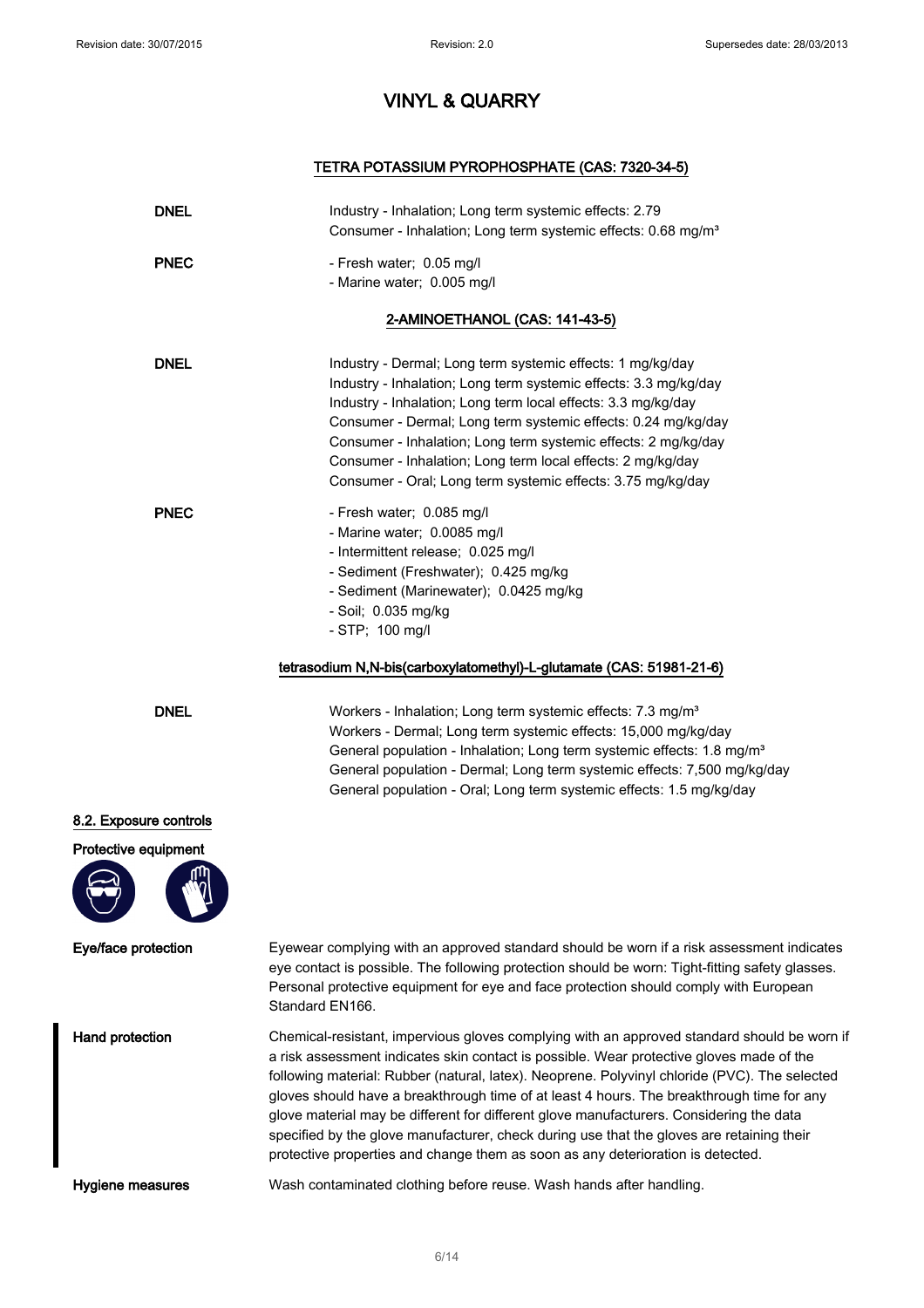# VINYL & QUARRY

### TETRA POTASSIUM PYROPHOSPHATE (CAS: 7320-34-5)

**DNEL**

Industry - Inhalation; Long term systemic effects: 2.79
Consumer - Inhalation; Long term systemic effects: 0.68 mg/m³

**PNEC**

- Fresh water; 0.05 mg/l
- Marine water; 0.005 mg/l

### 2-AMINOETHANOL (CAS: 141-43-5)

**DNEL**

Industry - Dermal; Long term systemic effects: 1 mg/kg/day
Industry - Inhalation; Long term systemic effects: 3.3 mg/kg/day
Industry - Inhalation; Long term local effects: 3.3 mg/kg/day
Consumer - Dermal; Long term systemic effects: 0.24 mg/kg/day
Consumer - Inhalation; Long term systemic effects: 2 mg/kg/day
Consumer - Inhalation; Long term local effects: 2 mg/kg/day
Consumer - Oral; Long term systemic effects: 3.75 mg/kg/day

**PNEC**

- Fresh water; 0.085 mg/l
- Marine water; 0.0085 mg/l
- Intermittent release; 0.025 mg/l
- Sediment (Freshwater); 0.425 mg/kg
- Sediment (Marinewater); 0.0425 mg/kg
- Soil; 0.035 mg/kg
- STP; 100 mg/l

### tetrasodium N,N-bis(carboxylatomethyl)-L-glutamate (CAS: 51981-21-6)

**DNEL**

Workers - Inhalation; Long term systemic effects: 7.3 mg/m³
Workers - Dermal; Long term systemic effects: 15,000 mg/kg/day
General population - Inhalation; Long term systemic effects: 1.8 mg/m³
General population - Dermal; Long term systemic effects: 7,500 mg/kg/day
General population - Oral; Long term systemic effects: 1.5 mg/kg/day

## 8.2. Exposure controls

**Protective equipment**

**Eye/face protection**

Eyewear complying with an approved standard should be worn if a risk assessment indicates eye contact is possible. The following protection should be worn: Tight-fitting safety glasses. Personal protective equipment for eye and face protection should comply with European Standard EN166.

**Hand protection**

Chemical-resistant, impervious gloves complying with an approved standard should be worn if a risk assessment indicates skin contact is possible. Wear protective gloves made of the following material: Rubber (natural, latex). Neoprene. Polyvinyl chloride (PVC). The selected gloves should have a breakthrough time of at least 4 hours. The breakthrough time for any glove material may be different for different glove manufacturers. Considering the data specified by the glove manufacturer, check during use that the gloves are retaining their protective properties and change them as soon as any deterioration is detected.

**Hygiene measures**

Wash contaminated clothing before reuse. Wash hands after handling.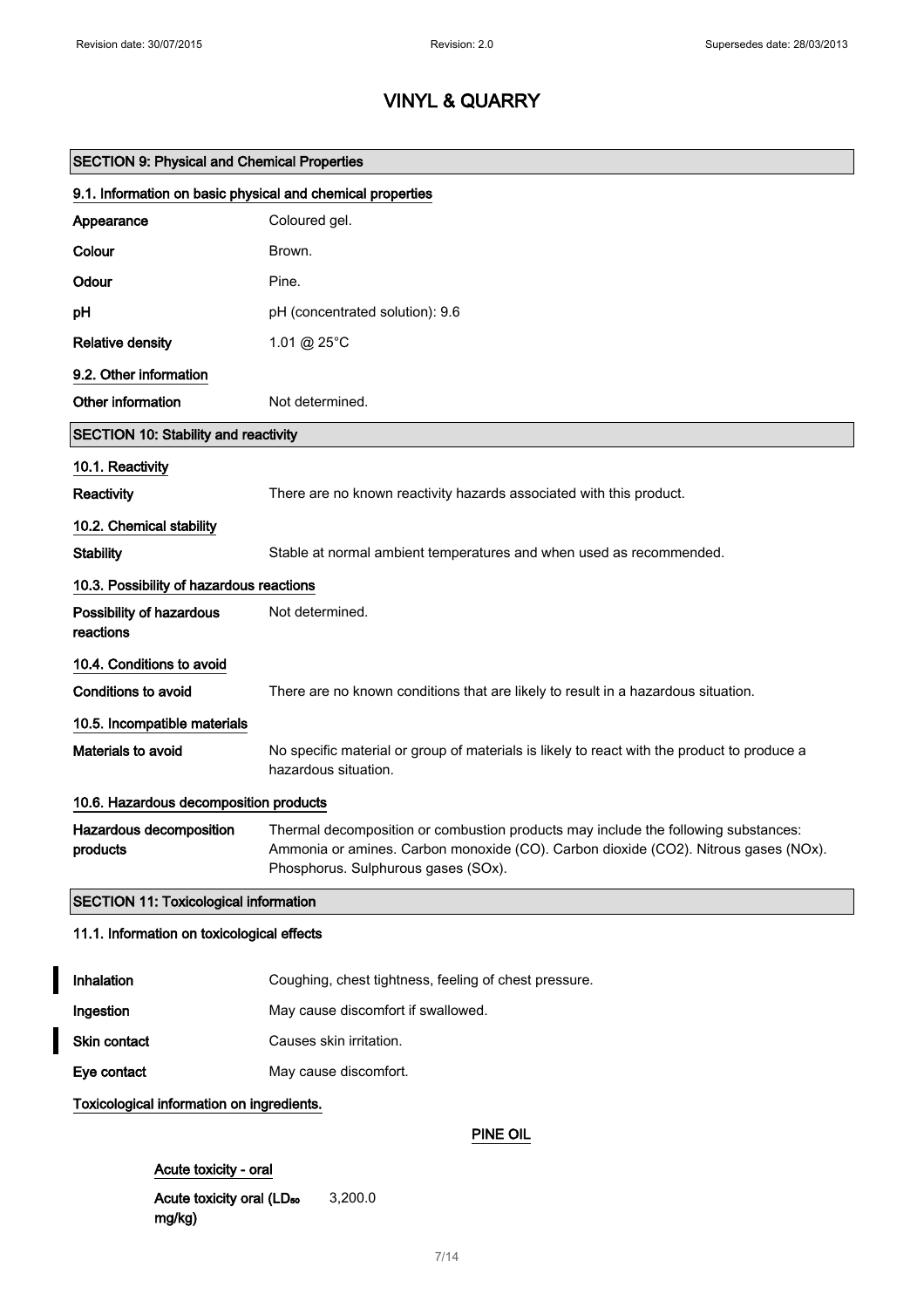# VINYL & QUARRY

## SECTION 9: Physical and Chemical Properties

### 9.1. Information on basic physical and chemical properties

| | |
|---|---|
| **Appearance** | Coloured gel. |
| **Colour** | Brown. |
| **Odour** | Pine. |
| **pH** | pH (concentrated solution): 9.6 |
| **Relative density** | 1.01 @ 25°C |

### 9.2. Other information

| | |
|---|---|
| **Other information** | Not determined. |

## SECTION 10: Stability and reactivity

### 10.1. Reactivity

| | |
|---|---|
| **Reactivity** | There are no known reactivity hazards associated with this product. |

### 10.2. Chemical stability

| | |
|---|---|
| **Stability** | Stable at normal ambient temperatures and when used as recommended. |

### 10.3. Possibility of hazardous reactions

| | |
|---|---|
| **Possibility of hazardous reactions** | Not determined. |

### 10.4. Conditions to avoid

| | |
|---|---|
| **Conditions to avoid** | There are no known conditions that are likely to result in a hazardous situation. |

### 10.5. Incompatible materials

| | |
|---|---|
| **Materials to avoid** | No specific material or group of materials is likely to react with the product to produce a hazardous situation. |

### 10.6. Hazardous decomposition products

| | |
|---|---|
| **Hazardous decomposition products** | Thermal decomposition or combustion products may include the following substances: Ammonia or amines. Carbon monoxide (CO). Carbon dioxide ($CO_2$). Nitrous gases ($NO_x$). Phosphorus. Sulphurous gases ($SO_x$). |

## SECTION 11: Toxicological information

### 11.1. Information on toxicological effects

| | |
|---|---|
| **Inhalation** | Coughing, chest tightness, feeling of chest pressure. |
| **Ingestion** | May cause discomfort if swallowed. |
| **Skin contact** | Causes skin irritation. |
| **Eye contact** | May cause discomfort. |

**Toxicological information on ingredients.**

**PINE OIL**

**Acute toxicity - oral**

| | |
|---|---|
| **Acute toxicity oral ($LD_{50}$ mg/kg)** | 3,200.0 |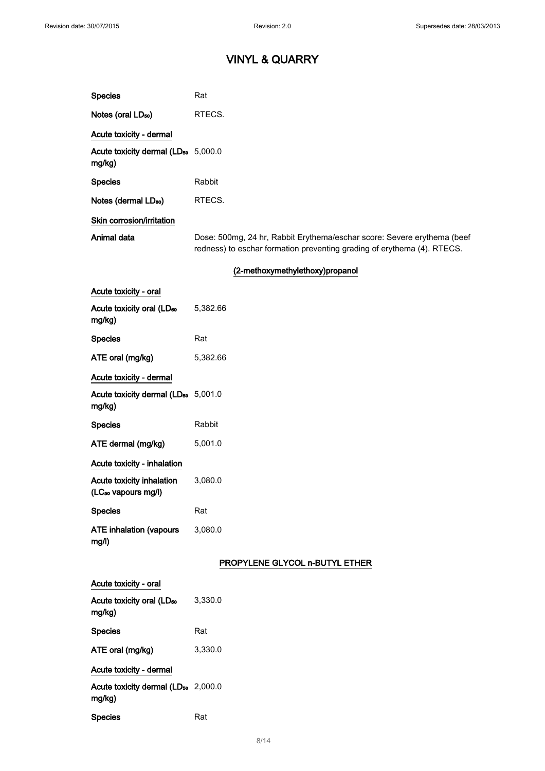| | |
|---|---|
| **Species** | Rat |
| **Notes (oral $LD_{50}$)** | RTECS. |

**Acute toxicity - dermal**

| | |
|---|---|
| **Acute toxicity dermal ($LD_{50}$ mg/kg)** | 5,000.0 |
| **Species** | Rabbit |
| **Notes (dermal $LD_{50}$)** | RTECS. |

**Skin corrosion/irritation**

| | |
|---|---|
| **Animal data** | Dose: 500mg, 24 hr, Rabbit Erythema/eschar score: Severe erythema (beef redness) to eschar formation preventing grading of erythema (4). RTECS. |

## (2-methoxymethylethoxy)propanol

**Acute toxicity - oral**

| | |
|---|---|
| **Acute toxicity oral ($LD_{50}$ mg/kg)** | 5,382.66 |
| **Species** | Rat |
| **ATE oral (mg/kg)** | 5,382.66 |

**Acute toxicity - dermal**

| | |
|---|---|
| **Acute toxicity dermal ($LD_{50}$ mg/kg)** | 5,001.0 |
| **Species** | Rabbit |
| **ATE dermal (mg/kg)** | 5,001.0 |

**Acute toxicity - inhalation**

| | |
|---|---|
| **Acute toxicity inhalation ($LC_{50}$ vapours mg/l)** | 3,080.0 |
| **Species** | Rat |
| **ATE inhalation (vapours mg/l)** | 3,080.0 |

## PROPYLENE GLYCOL n-BUTYL ETHER

**Acute toxicity - oral**

| | |
|---|---|
| **Acute toxicity oral ($LD_{50}$ mg/kg)** | 3,330.0 |
| **Species** | Rat |
| **ATE oral (mg/kg)** | 3,330.0 |

**Acute toxicity - dermal**

| | |
|---|---|
| **Acute toxicity dermal ($LD_{50}$ mg/kg)** | 2,000.0 |
| **Species** | Rat |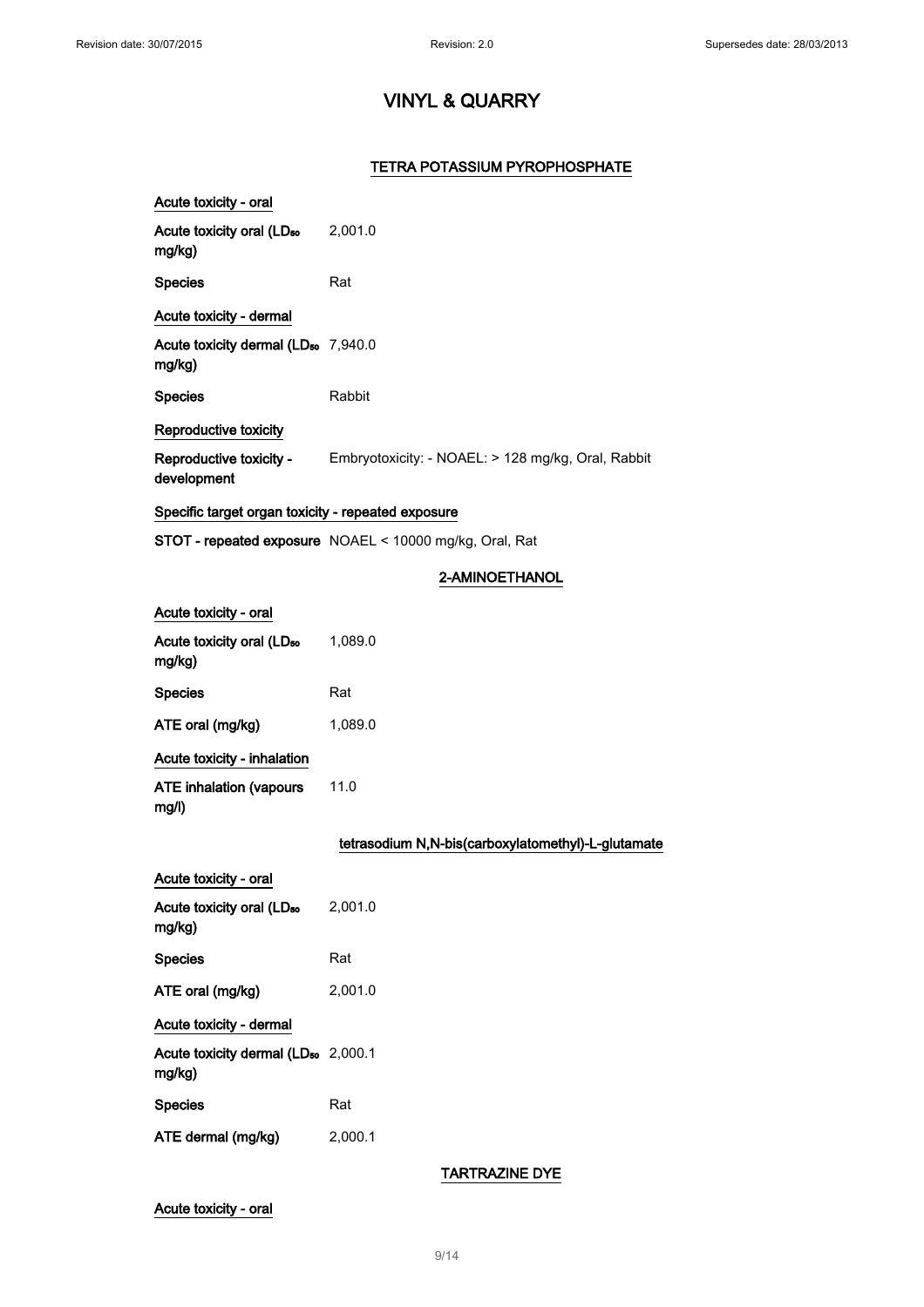# VINYL & QUARRY

## TETRA POTASSIUM PYROPHOSPHATE

**Acute toxicity - oral**

| | |
|---|---|
| **Acute toxicity oral ($LD_{50}$ mg/kg)** | 2,001.0 |
| **Species** | Rat |

**Acute toxicity - dermal**

| | |
|---|---|
| **Acute toxicity dermal ($LD_{50}$ mg/kg)** | 7,940.0 |
| **Species** | Rabbit |

**Reproductive toxicity**

| | |
|---|---|
| **Reproductive toxicity - development** | Embryotoxicity: - NOAEL: > 128 mg/kg, Oral, Rabbit |

**Specific target organ toxicity - repeated exposure**

| | |
|---|---|
| **STOT - repeated exposure** | NOAEL < 10000 mg/kg, Oral, Rat |

## 2-AMINOETHANOL

**Acute toxicity - oral**

| | |
|---|---|
| **Acute toxicity oral ($LD_{50}$ mg/kg)** | 1,089.0 |
| **Species** | Rat |
| **ATE oral (mg/kg)** | 1,089.0 |

**Acute toxicity - inhalation**

| | |
|---|---|
| **ATE inhalation (vapours mg/l)** | 11.0 |

## tetrasodium N,N-bis(carboxylatomethyl)-L-glutamate

**Acute toxicity - oral**

| | |
|---|---|
| **Acute toxicity oral ($LD_{50}$ mg/kg)** | 2,001.0 |
| **Species** | Rat |
| **ATE oral (mg/kg)** | 2,001.0 |

**Acute toxicity - dermal**

| | |
|---|---|
| **Acute toxicity dermal ($LD_{50}$ mg/kg)** | 2,000.1 |
| **Species** | Rat |
| **ATE dermal (mg/kg)** | 2,000.1 |

## TARTRAZINE DYE

**Acute toxicity - oral**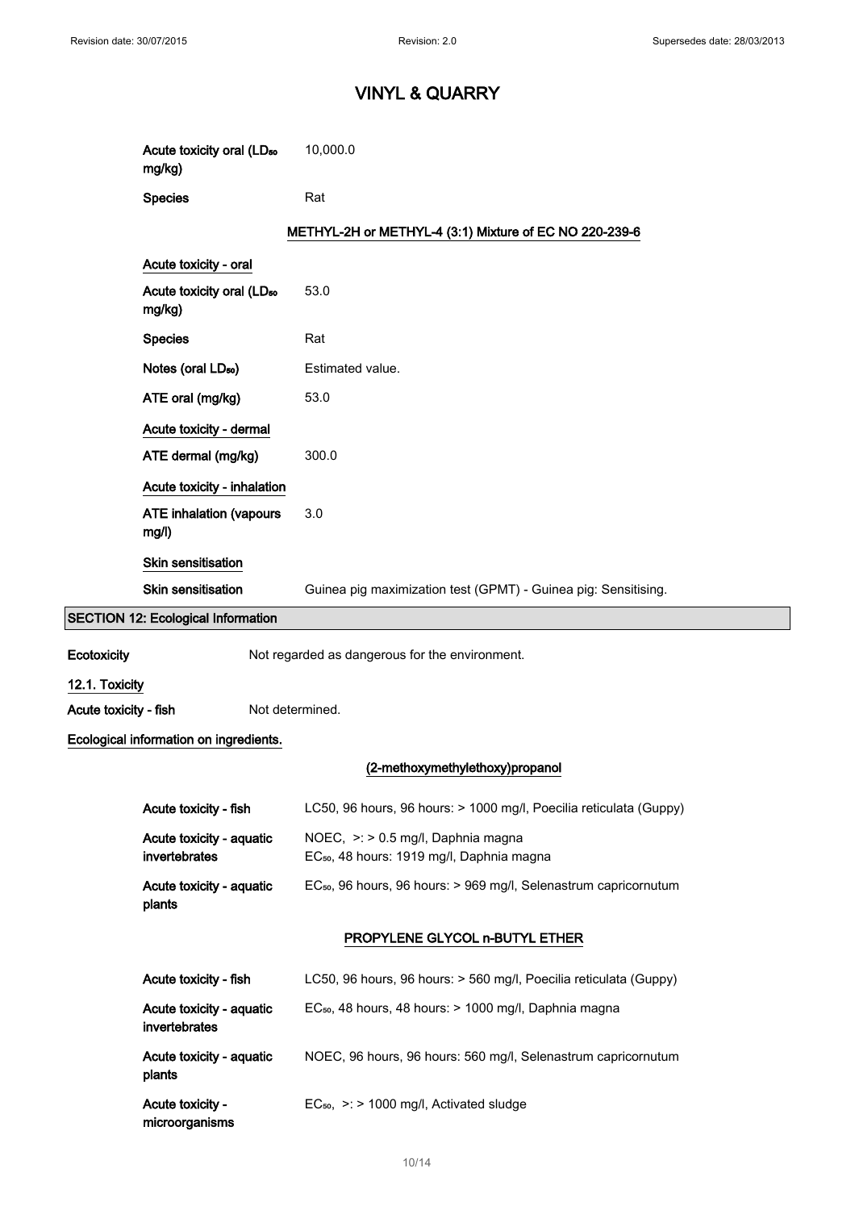# VINYL & QUARRY

| | |
|---|---|
| Acute toxicity oral ($LD_{50}$ mg/kg) | 10,000.0 |
| Species | Rat |

### METHYL-2H or METHYL-4 (3:1) Mixture of EC NO 220-239-6

**Acute toxicity - oral**

| | |
|---|---|
| Acute toxicity oral ($LD_{50}$ mg/kg) | 53.0 |
| Species | Rat |
| Notes (oral $LD_{50}$) | Estimated value. |
| ATE oral (mg/kg) | 53.0 |

**Acute toxicity - dermal**

| | |
|---|---|
| ATE dermal (mg/kg) | 300.0 |

**Acute toxicity - inhalation**

| | |
|---|---|
| ATE inhalation (vapours mg/l) | 3.0 |

**Skin sensitisation**

| | |
|---|---|
| Skin sensitisation | Guinea pig maximization test (GPMT) - Guinea pig: Sensitising. |

## SECTION 12: Ecological Information

| | |
|---|---|
| Ecotoxicity | Not regarded as dangerous for the environment. |

### 12.1. Toxicity

| | |
|---|---|
| Acute toxicity - fish | Not determined. |

**Ecological information on ingredients.**

### (2-methoxymethylethoxy)propanol

| | |
|---|---|
| Acute toxicity - fish | LC50, 96 hours, 96 hours: > 1000 mg/l, Poecilia reticulata (Guppy) |
| Acute toxicity - aquatic invertebrates | NOEC, >: > 0.5 mg/l, Daphnia magna<br>$EC_{50}$, 48 hours: 1919 mg/l, Daphnia magna |
| Acute toxicity - aquatic plants | $EC_{50}$, 96 hours, 96 hours: > 969 mg/l, Selenastrum capricornutum |

### PROPYLENE GLYCOL n-BUTYL ETHER

| | |
|---|---|
| Acute toxicity - fish | LC50, 96 hours, 96 hours: > 560 mg/l, Poecilia reticulata (Guppy) |
| Acute toxicity - aquatic invertebrates | $EC_{50}$, 48 hours, 48 hours: > 1000 mg/l, Daphnia magna |
| Acute toxicity - aquatic plants | NOEC, 96 hours, 96 hours: 560 mg/l, Selenastrum capricornutum |
| Acute toxicity - microorganisms | $EC_{50}$, >: > 1000 mg/l, Activated sludge |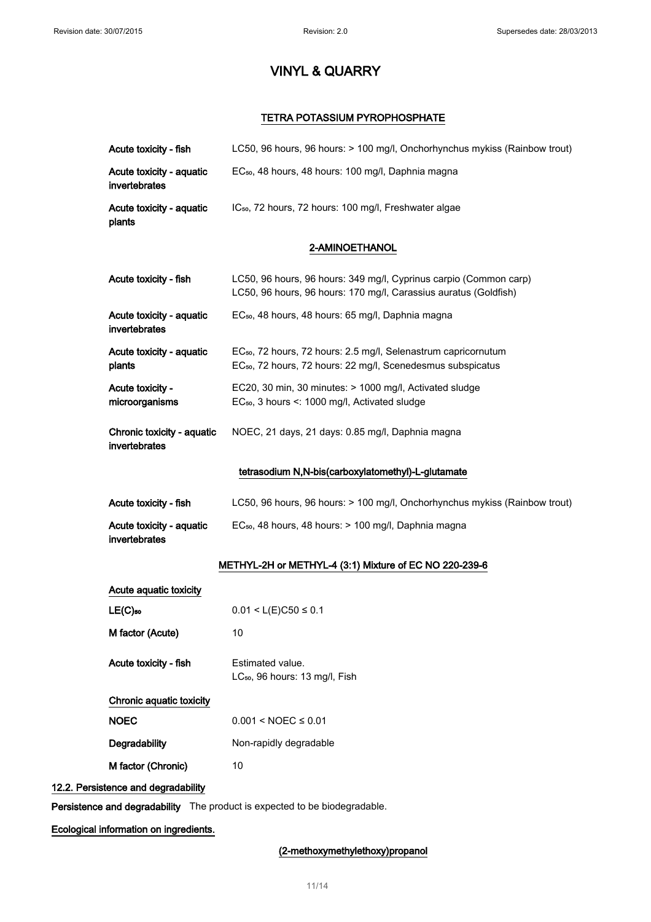# VINYL & QUARRY

### TETRA POTASSIUM PYROPHOSPHATE

| | |
|---|---|
| Acute toxicity - fish | LC50, 96 hours, 96 hours: > 100 mg/l, Onchorhynchus mykiss (Rainbow trout) |
| Acute toxicity - aquatic invertebrates | $EC_{50}$, 48 hours, 48 hours: 100 mg/l, Daphnia magna |
| Acute toxicity - aquatic plants | $IC_{50}$, 72 hours, 72 hours: 100 mg/l, Freshwater algae |

### 2-AMINOETHANOL

| | |
|---|---|
| Acute toxicity - fish | LC50, 96 hours, 96 hours: 349 mg/l, Cyprinus carpio (Common carp)<br>LC50, 96 hours, 96 hours: 170 mg/l, Carassius auratus (Goldfish) |
| Acute toxicity - aquatic invertebrates | $EC_{50}$, 48 hours, 48 hours: 65 mg/l, Daphnia magna |
| Acute toxicity - aquatic plants | $EC_{50}$, 72 hours, 72 hours: 2.5 mg/l, Selenastrum capricornutum<br>$EC_{50}$, 72 hours, 72 hours: 22 mg/l, Scenedesmus subspicatus |
| Acute toxicity - microorganisms | EC20, 30 min, 30 minutes: > 1000 mg/l, Activated sludge<br>$EC_{50}$, 3 hours <: 1000 mg/l, Activated sludge |
| Chronic toxicity - aquatic invertebrates | NOEC, 21 days, 21 days: 0.85 mg/l, Daphnia magna |

### tetrasodium N,N-bis(carboxylatomethyl)-L-glutamate

| | |
|---|---|
| Acute toxicity - fish | LC50, 96 hours, 96 hours: > 100 mg/l, Onchorhynchus mykiss (Rainbow trout) |
| Acute toxicity - aquatic invertebrates | $EC_{50}$, 48 hours, 48 hours: > 100 mg/l, Daphnia magna |

### METHYL-2H or METHYL-4 (3:1) Mixture of EC NO 220-239-6

**Acute aquatic toxicity**

| | |
|---|---|
| $LE(C)_{50}$ | $0.01 < L(E)C50 \leq 0.1$ |
| M factor (Acute) | 10 |
| Acute toxicity - fish | Estimated value.<br>$LC_{50}$, 96 hours: 13 mg/l, Fish |

**Chronic aquatic toxicity**

| | |
|---|---|
| NOEC | $0.001 < NOEC \leq 0.01$ |
| Degradability | Non-rapidly degradable |
| M factor (Chronic) | 10 |

## 12.2. Persistence and degradability

**Persistence and degradability** The product is expected to be biodegradable.

**Ecological information on ingredients.**

### (2-methoxymethylethoxy)propanol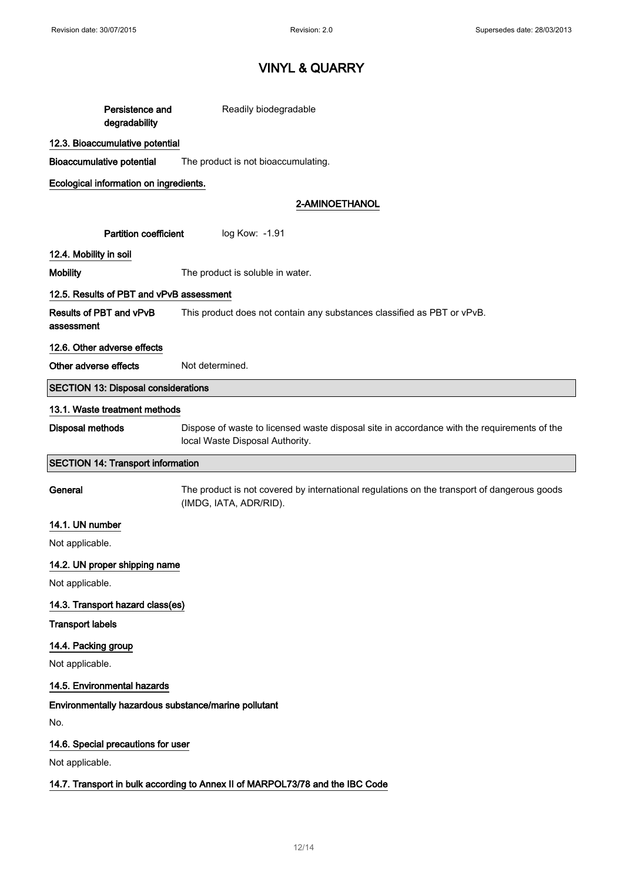# VINYL & QUARRY

**Persistence and degradability** Readily biodegradable

**12.3. Bioaccumulative potential**

**Bioaccumulative potential** The product is not bioaccumulating.

**Ecological information on ingredients.**

**2-AMINOETHANOL**

**Partition coefficient** log Kow: -1.91

**12.4. Mobility in soil**

**Mobility** The product is soluble in water.

**12.5. Results of PBT and vPvB assessment**

**Results of PBT and vPvB assessment** This product does not contain any substances classified as PBT or vPvB.

**12.6. Other adverse effects**

**Other adverse effects** Not determined.

## SECTION 13: Disposal considerations

**13.1. Waste treatment methods**

**Disposal methods** Dispose of waste to licensed waste disposal site in accordance with the requirements of the local Waste Disposal Authority.

## SECTION 14: Transport information

**General** The product is not covered by international regulations on the transport of dangerous goods (IMDG, IATA, ADR/RID).

**14.1. UN number**

Not applicable.

**14.2. UN proper shipping name**

Not applicable.

**14.3. Transport hazard class(es)**

**Transport labels**

**14.4. Packing group**

Not applicable.

**14.5. Environmental hazards**

**Environmentally hazardous substance/marine pollutant**

No.

**14.6. Special precautions for user**

Not applicable.

**14.7. Transport in bulk according to Annex II of MARPOL73/78 and the IBC Code**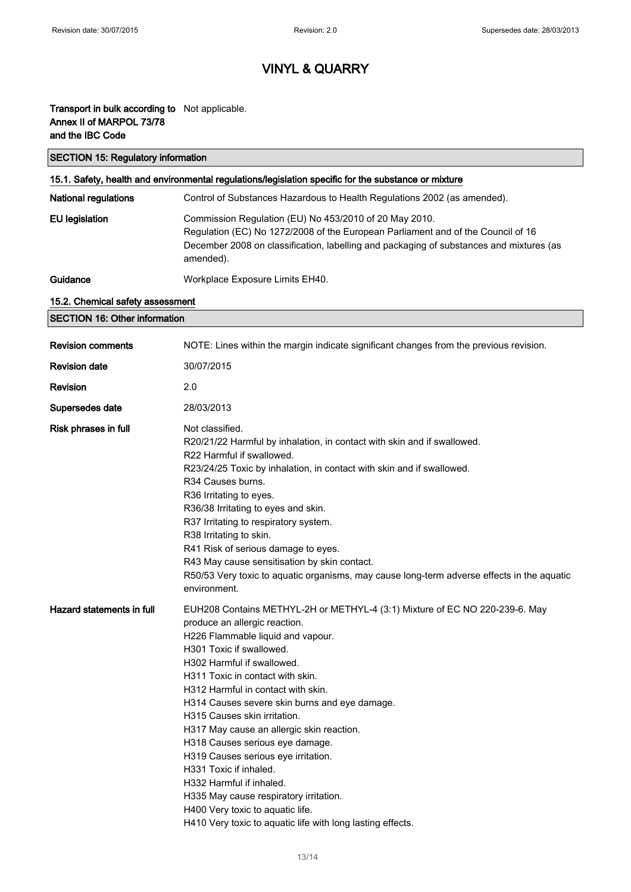**Transport in bulk according to Annex II of MARPOL 73/78 and the IBC Code** Not applicable.

## SECTION 15: Regulatory information

### 15.1. Safety, health and environmental regulations/legislation specific for the substance or mixture

| | |
|---|---|
| **National regulations** | Control of Substances Hazardous to Health Regulations 2002 (as amended). |
| **EU legislation** | Commission Regulation (EU) No 453/2010 of 20 May 2010.<br>Regulation (EC) No 1272/2008 of the European Parliament and of the Council of 16 December 2008 on classification, labelling and packaging of substances and mixtures (as amended). |
| **Guidance** | Workplace Exposure Limits EH40. |

### 15.2. Chemical safety assessment

## SECTION 16: Other information

| | |
|---|---|
| **Revision comments** | NOTE: Lines within the margin indicate significant changes from the previous revision. |
| **Revision date** | 30/07/2015 |
| **Revision** | 2.0 |
| **Supersedes date** | 28/03/2013 |
| **Risk phrases in full** | Not classified.<br>R20/21/22 Harmful by inhalation, in contact with skin and if swallowed.<br>R22 Harmful if swallowed.<br>R23/24/25 Toxic by inhalation, in contact with skin and if swallowed.<br>R34 Causes burns.<br>R36 Irritating to eyes.<br>R36/38 Irritating to eyes and skin.<br>R37 Irritating to respiratory system.<br>R38 Irritating to skin.<br>R41 Risk of serious damage to eyes.<br>R43 May cause sensitisation by skin contact.<br>R50/53 Very toxic to aquatic organisms, may cause long-term adverse effects in the aquatic environment. |
| **Hazard statements in full** | EUH208 Contains METHYL-2H or METHYL-4 (3:1) Mixture of EC NO 220-239-6. May produce an allergic reaction.<br>H226 Flammable liquid and vapour.<br>H301 Toxic if swallowed.<br>H302 Harmful if swallowed.<br>H311 Toxic in contact with skin.<br>H312 Harmful in contact with skin.<br>H314 Causes severe skin burns and eye damage.<br>H315 Causes skin irritation.<br>H317 May cause an allergic skin reaction.<br>H318 Causes serious eye damage.<br>H319 Causes serious eye irritation.<br>H331 Toxic if inhaled.<br>H332 Harmful if inhaled.<br>H335 May cause respiratory irritation.<br>H400 Very toxic to aquatic life.<br>H410 Very toxic to aquatic life with long lasting effects. |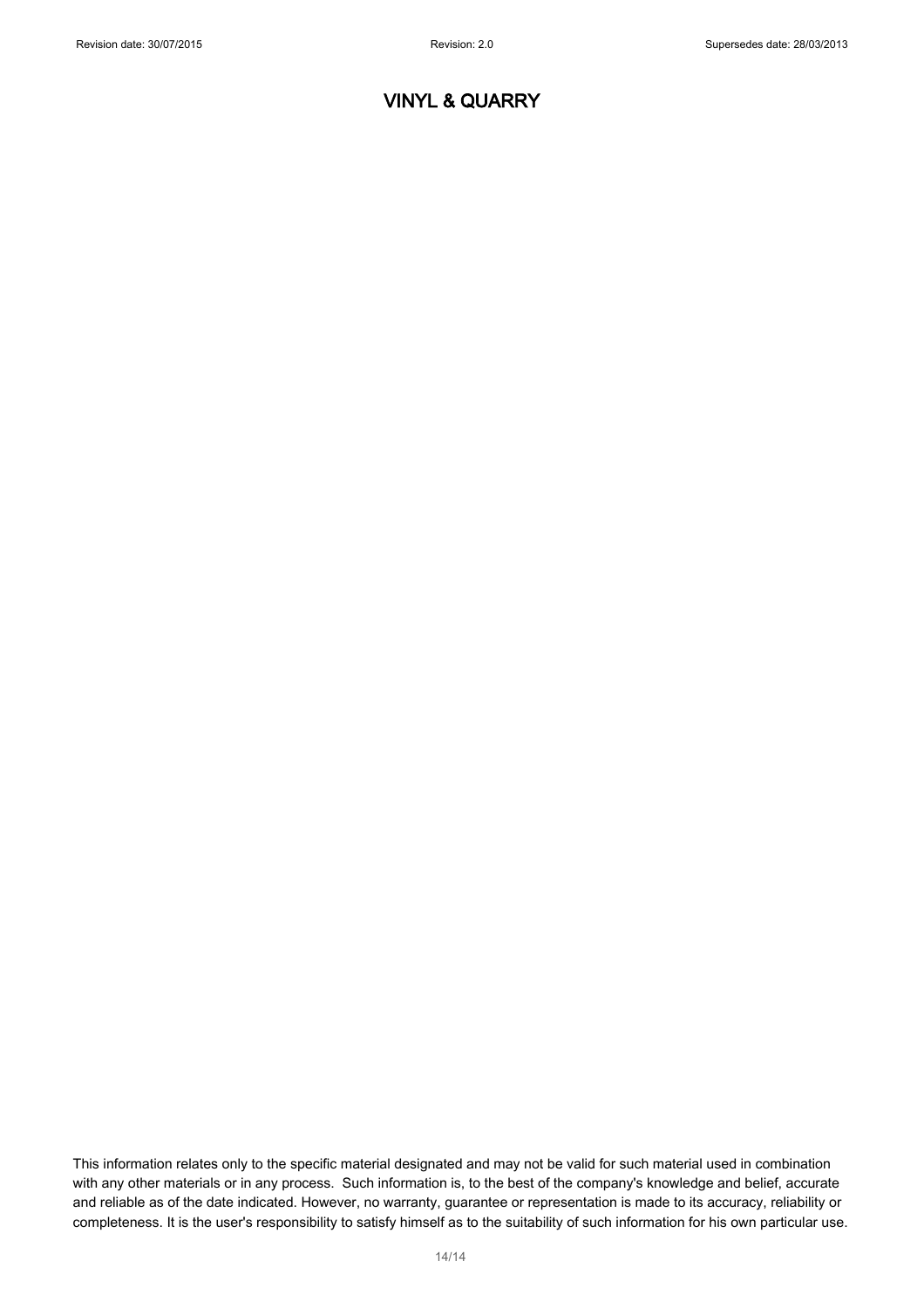This information relates only to the specific material designated and may not be valid for such material used in combination with any other materials or in any process. Such information is, to the best of the company's knowledge and belief, accurate and reliable as of the date indicated. However, no warranty, guarantee or representation is made to its accuracy, reliability or completeness. It is the user's responsibility to satisfy himself as to the suitability of such information for his own particular use.